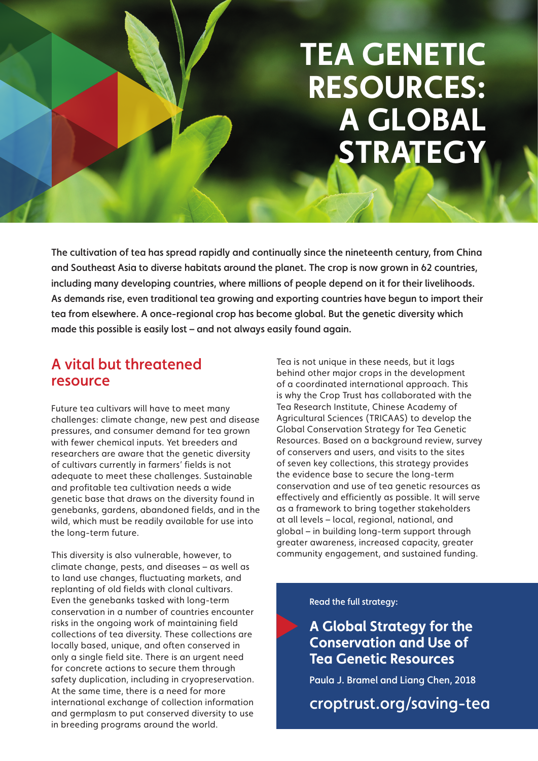# TEA GENETIC RESOURCES: A GLOBAL STRATEGY

**The cultivation of tea has spread rapidly and continually since the nineteenth century, from China and Southeast Asia to diverse habitats around the planet. The crop is now grown in 62 countries, including many developing countries, where millions of people depend on it for their livelihoods. As demands rise, even traditional tea growing and exporting countries have begun to import their tea from elsewhere. A once-regional crop has become global. But the genetic diversity which made this possible is easily lost – and not always easily found again.**

## A vital but threatened resource

Future tea cultivars will have to meet many challenges: climate change, new pest and disease pressures, and consumer demand for tea grown with fewer chemical inputs. Yet breeders and researchers are aware that the genetic diversity of cultivars currently in farmers' fields is not adequate to meet these challenges. Sustainable and profitable tea cultivation needs a wide genetic base that draws on the diversity found in genebanks, gardens, abandoned fields, and in the wild, which must be readily available for use into the long-term future.

This diversity is also vulnerable, however, to climate change, pests, and diseases – as well as to land use changes, fluctuating markets, and replanting of old fields with clonal cultivars. Even the genebanks tasked with long-term conservation in a number of countries encounter risks in the ongoing work of maintaining field collections of tea diversity. These collections are locally based, unique, and often conserved in only a single field site. There is an urgent need for concrete actions to secure them through safety duplication, including in cryopreservation. At the same time, there is a need for more international exchange of collection information and germplasm to put conserved diversity to use in breeding programs around the world.

Tea is not unique in these needs, but it lags behind other major crops in the development of a coordinated international approach. This is why the Crop Trust has collaborated with the Tea Research Institute, Chinese Academy of Agricultural Sciences (TRICAAS) to develop the Global Conservation Strategy for Tea Genetic Resources. Based on a background review, survey of conservers and users, and visits to the sites of seven key collections, this strategy provides the evidence base to secure the long-term conservation and use of tea genetic resources as effectively and efficiently as possible. It will serve as a framework to bring together stakeholders at all levels – local, regional, national, and global – in building long-term support through greater awareness, increased capacity, greater community engagement, and sustained funding.

Read the full strategy:

**A Global Strategy for the Conservation and Use of Tea Genetic Resources**

Paula J. Bramel and Liang Chen, 2018

croptrust.org/saving-tea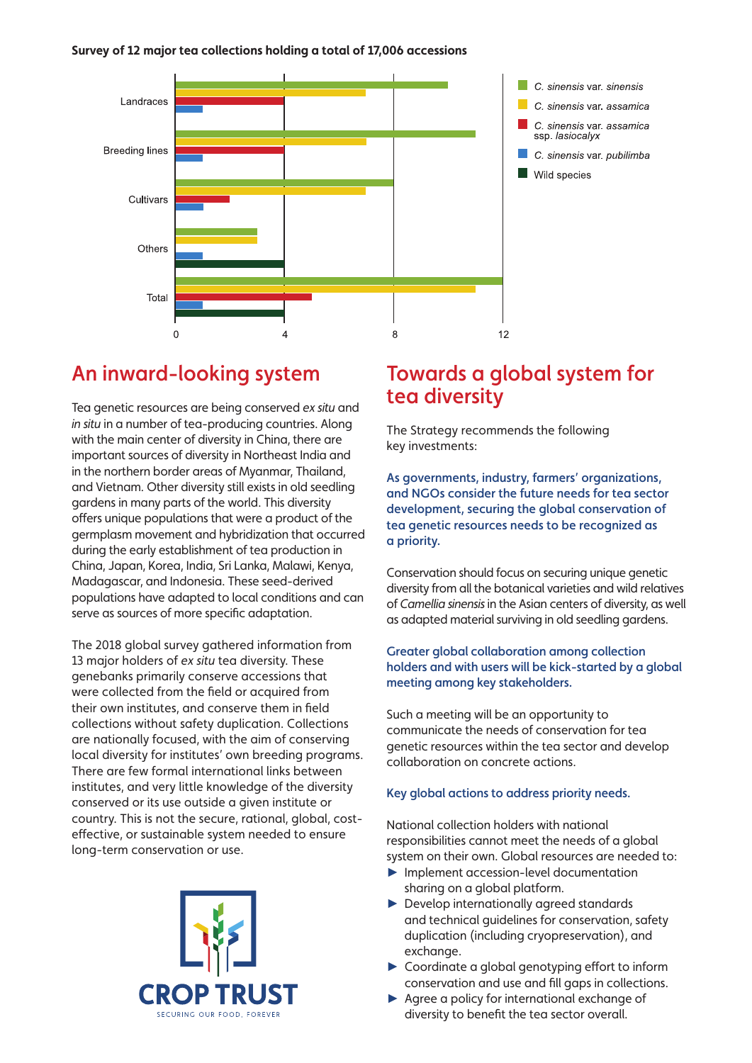**Survey of 12 major tea collections holding a total of 17,006 accessions**

Landraces
Breeding lines
Cultivars
Others
Total

0
4
8
12

*C. sinensis* var. *sinensis*
*C. sinensis* var. *assamica*
*C. sinensis* var. *assamica* ssp. *lasiocalyx*
*C. sinensis* var. *pubilimba*
Wild species

## An inward-looking system

Tea genetic resources are being conserved *ex situ* and *in situ* in a number of tea-producing countries. Along with the main center of diversity in China, there are important sources of diversity in Northeast India and in the northern border areas of Myanmar, Thailand, and Vietnam. Other diversity still exists in old seedling gardens in many parts of the world. This diversity offers unique populations that were a product of the germplasm movement and hybridization that occurred during the early establishment of tea production in China, Japan, Korea, India, Sri Lanka, Malawi, Kenya, Madagascar, and Indonesia. These seed-derived populations have adapted to local conditions and can serve as sources of more specific adaptation.

The 2018 global survey gathered information from 13 major holders of *ex situ* tea diversity. These genebanks primarily conserve accessions that were collected from the field or acquired from their own institutes, and conserve them in field collections without safety duplication. Collections are nationally focused, with the aim of conserving local diversity for institutes' own breeding programs. There are few formal international links between institutes, and very little knowledge of the diversity conserved or its use outside a given institute or country. This is not the secure, rational, global, cost-effective, or sustainable system needed to ensure long-term conservation or use.

CROP TRUST
SECURING OUR FOOD, FOREVER

## Towards a global system for tea diversity

The Strategy recommends the following key investments:

**As governments, industry, farmers' organizations, and NGOs consider the future needs for tea sector development, securing the global conservation of tea genetic resources needs to be recognized as a priority.**

Conservation should focus on securing unique genetic diversity from all the botanical varieties and wild relatives of *Camellia sinensis* in the Asian centers of diversity, as well as adapted material surviving in old seedling gardens.

**Greater global collaboration among collection holders and with users will be kick-started by a global meeting among key stakeholders.**

Such a meeting will be an opportunity to communicate the needs of conservation for tea genetic resources within the tea sector and develop collaboration on concrete actions.

**Key global actions to address priority needs.**

National collection holders with national responsibilities cannot meet the needs of a global system on their own. Global resources are needed to:

- Implement accession-level documentation sharing on a global platform.
- Develop internationally agreed standards and technical guidelines for conservation, safety duplication (including cryopreservation), and exchange.
- Coordinate a global genotyping effort to inform conservation and use and fill gaps in collections.
- Agree a policy for international exchange of diversity to benefit the tea sector overall.